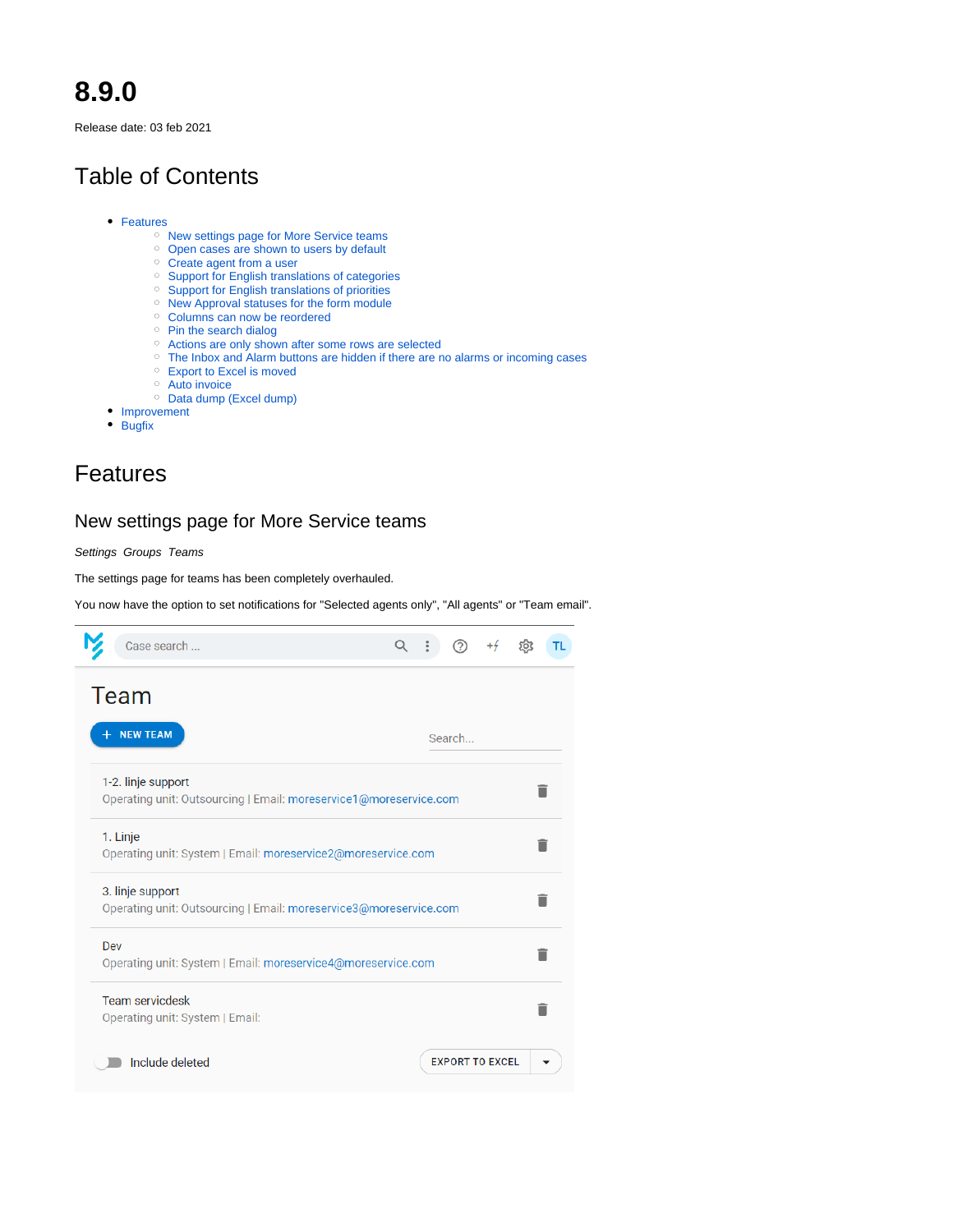# 8.9.0

Release date: 03 feb 2021

## Table of Contents

- Features
  - New settings page for More Service teams
  - Open cases are shown to users by default
  - Create agent from a user
  - Support for English translations of categories
  - Support for English translations of priorities
  - New Approval statuses for the form module
  - Columns can now be reordered
  - Pin the search dialog
  - Actions are only shown after some rows are selected
  - The Inbox and Alarm buttons are hidden if there are no alarms or incoming cases
  - Export to Excel is moved
  - Auto invoice
  - Data dump (Excel dump)
- Improvement
- Bugfix

## Features

### New settings page for More Service teams

*Settings Groups Teams*

The settings page for teams has been completely overhauled.

You now have the option to set notifications for "Selected agents only", "All agents" or "Team email".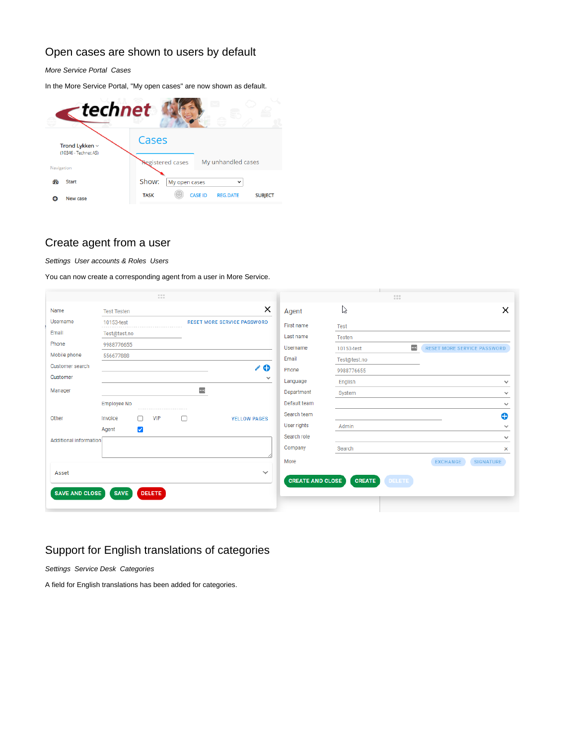## Open cases are shown to users by default

*More Service Portal  Cases*

In the More Service Portal, "My open cases" are now shown as default.

## Create agent from a user

*Settings  User accounts & Roles  Users*

You can now create a corresponding agent from a user in More Service.

## Support for English translations of categories

*Settings  Service Desk  Categories*

A field for English translations has been added for categories.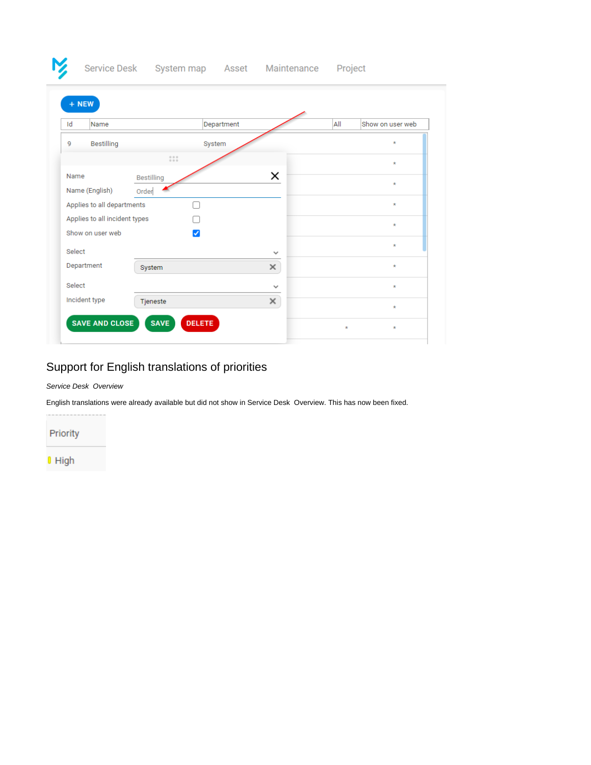## Support for English translations of priorities

*Service Desk Overview*

English translations were already available but did not show in Service Desk Overview. This has now been fixed.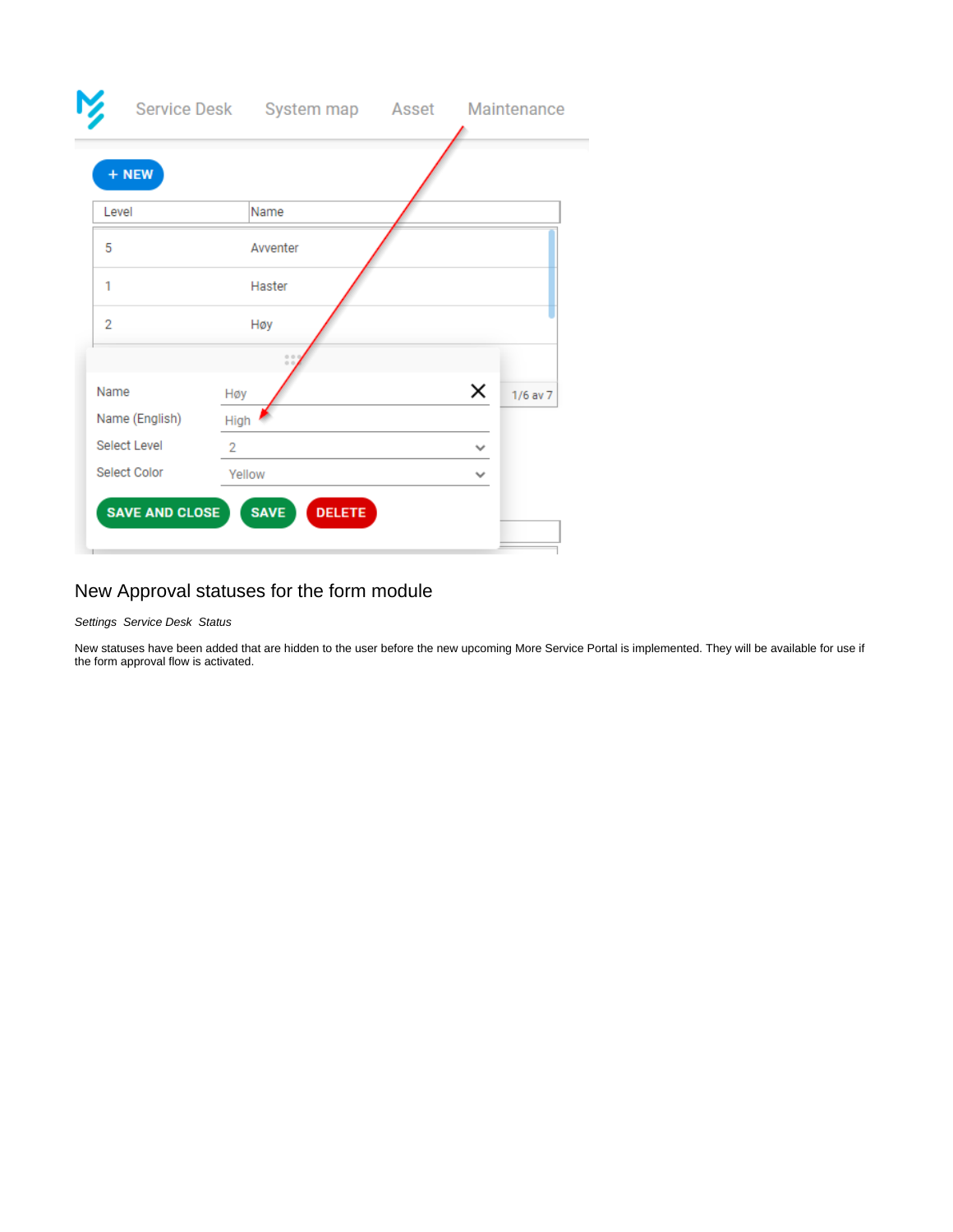## New Approval statuses for the form module

*Settings Service Desk Status*

New statuses have been added that are hidden to the user before the new upcoming More Service Portal is implemented. They will be available for use if the form approval flow is activated.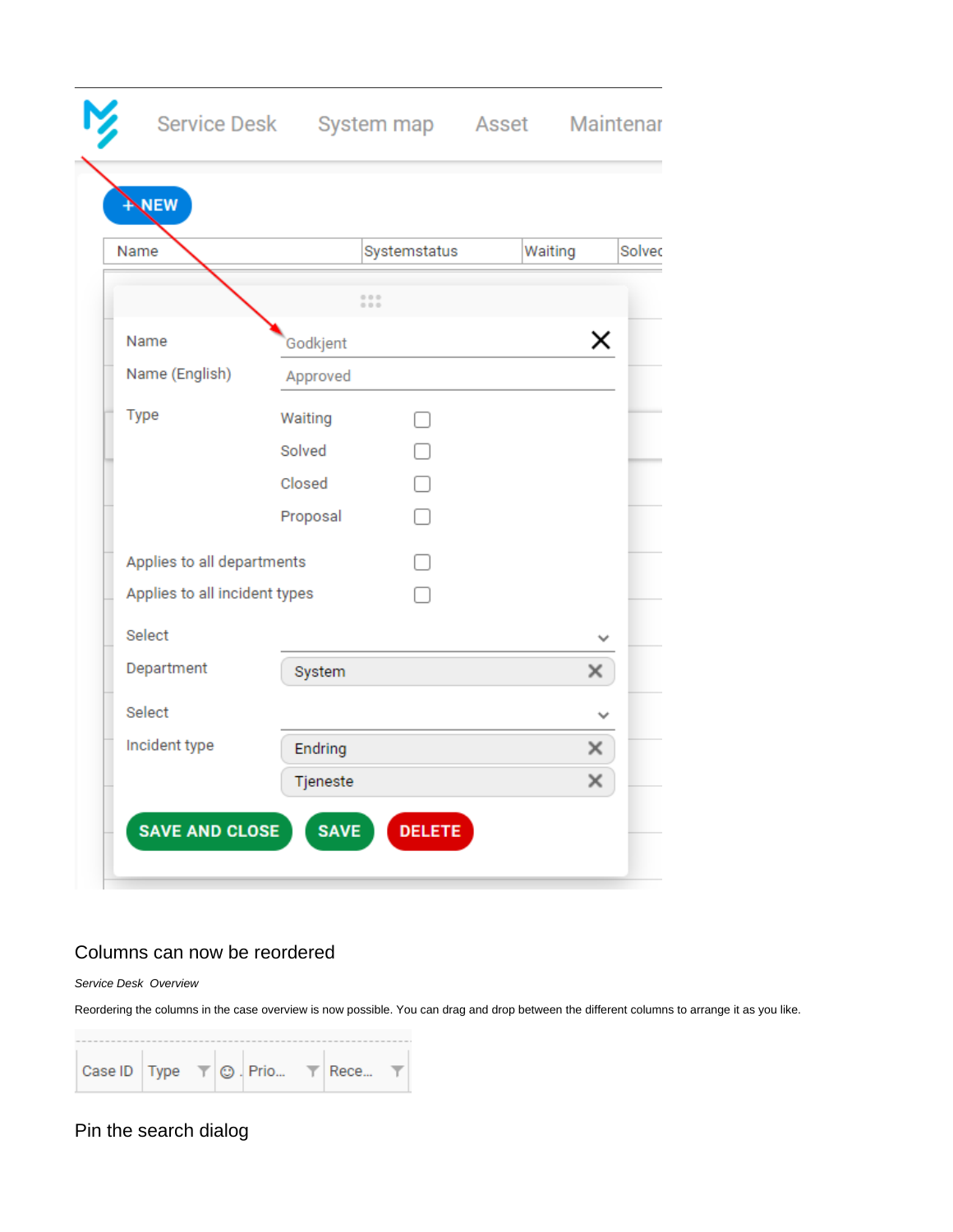## Columns can now be reordered

*Service Desk Overview*

Reordering the columns in the case overview is now possible. You can drag and drop between the different columns to arrange it as you like.

## Pin the search dialog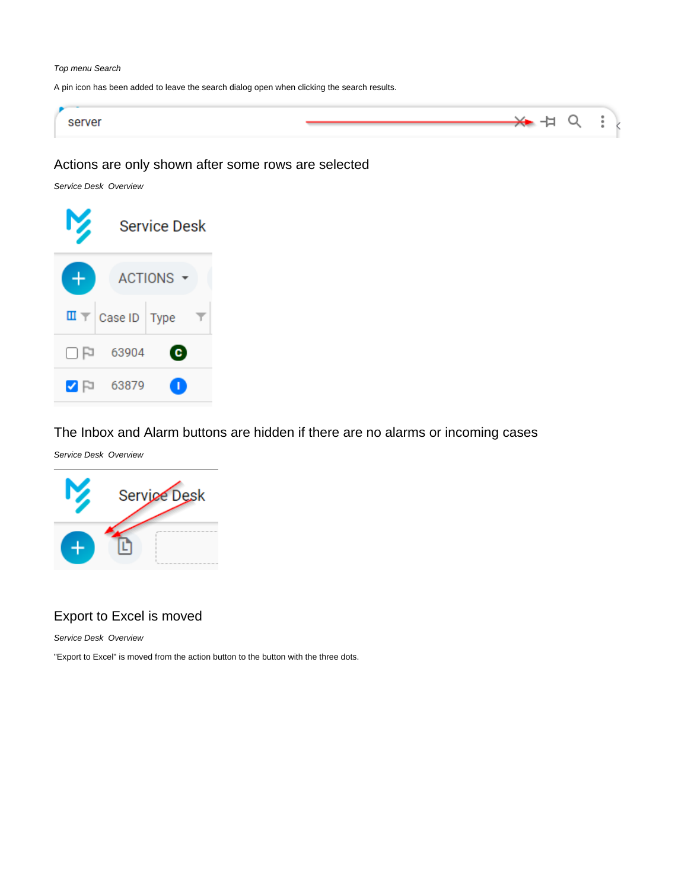*Top menu Search*

A pin icon has been added to leave the search dialog open when clicking the search results.

## Actions are only shown after some rows are selected

*Service Desk Overview*

## The Inbox and Alarm buttons are hidden if there are no alarms or incoming cases

*Service Desk Overview*

## Export to Excel is moved

*Service Desk Overview*

"Export to Excel" is moved from the action button to the button with the three dots.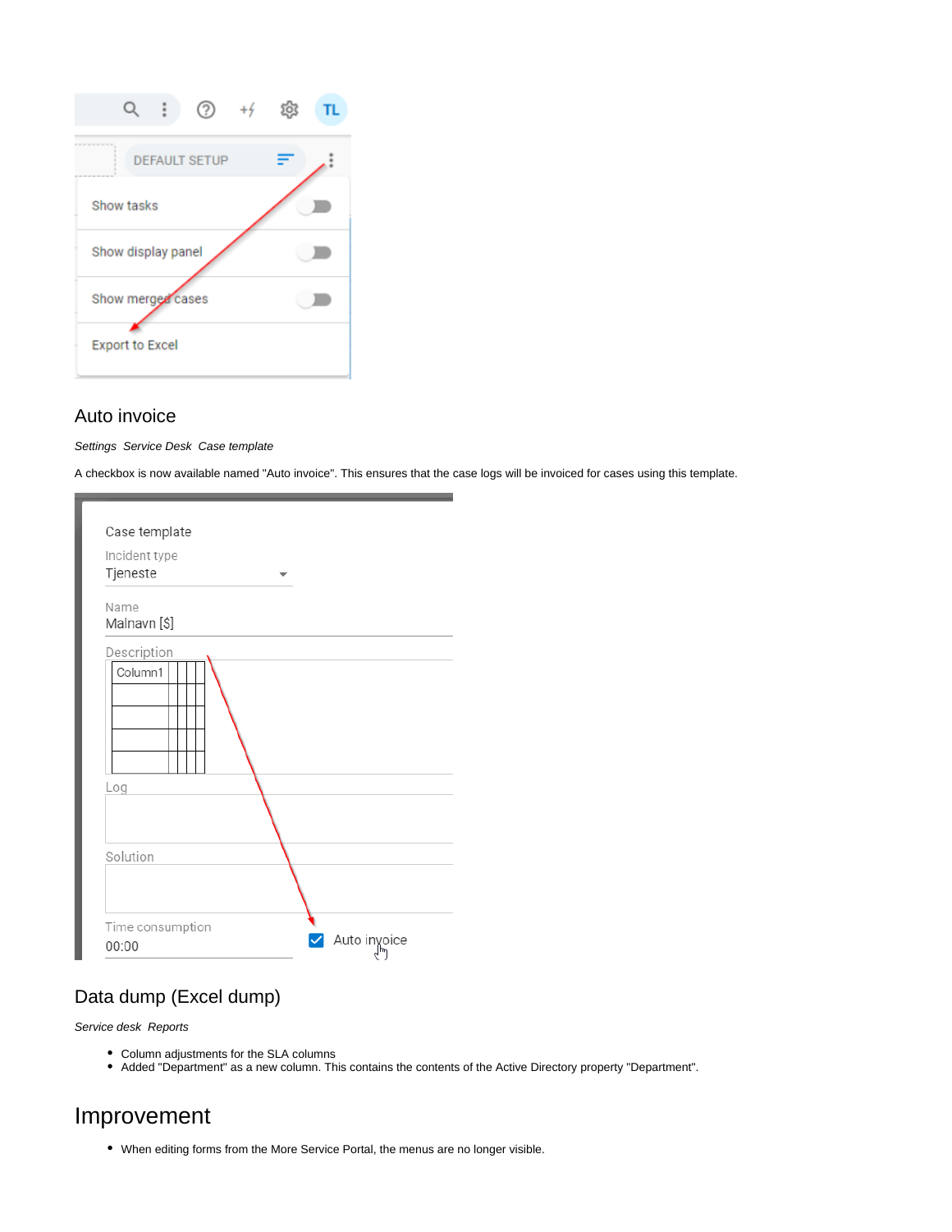## Auto invoice

*Settings  Service Desk  Case template*

A checkbox is now available named "Auto invoice". This ensures that the case logs will be invoiced for cases using this template.

## Data dump (Excel dump)

*Service desk  Reports*

- Column adjustments for the SLA columns
- Added "Department" as a new column. This contains the contents of the Active Directory property "Department".

# Improvement

- When editing forms from the More Service Portal, the menus are no longer visible.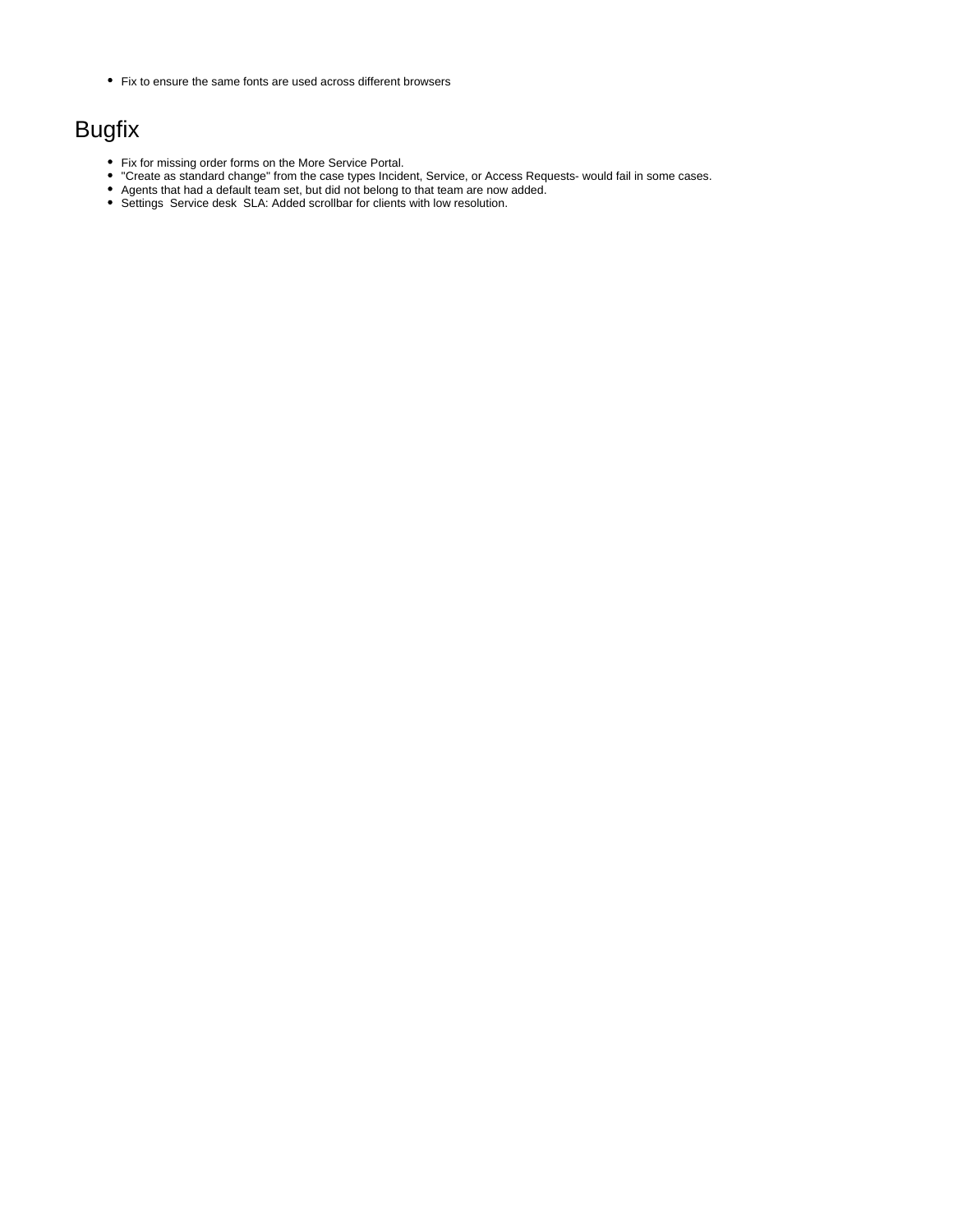- Fix to ensure the same fonts are used across different browsers

## Bugfix

- Fix for missing order forms on the More Service Portal.
- "Create as standard change" from the case types Incident, Service, or Access Requests- would fail in some cases.
- Agents that had a default team set, but did not belong to that team are now added.
- Settings  Service desk  SLA: Added scrollbar for clients with low resolution.